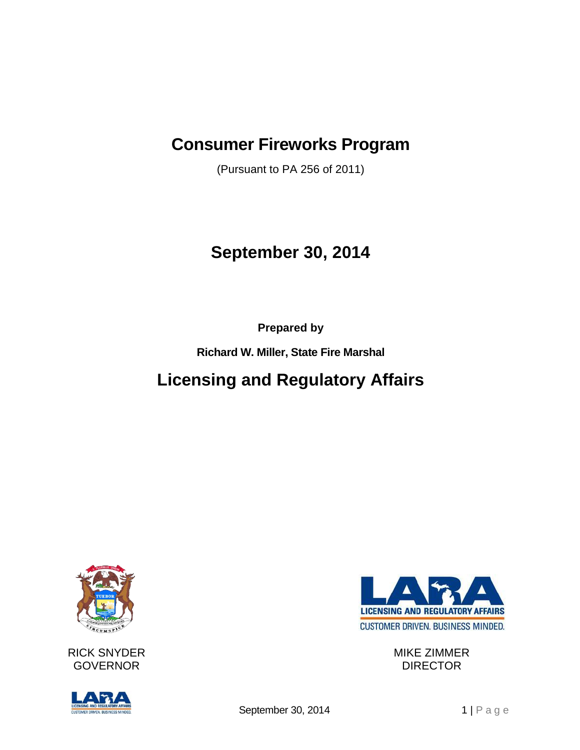# Consumer Fireworks Program

(Pursuant to PA 256 of 2011)

## September 30, 2014

**Prepared by**

**Richard W. Miller, State Fire Marshal**

## Licensing and Regulatory Affairs

RICK SNYDER
GOVERNOR

MIKE ZIMMER
DIRECTOR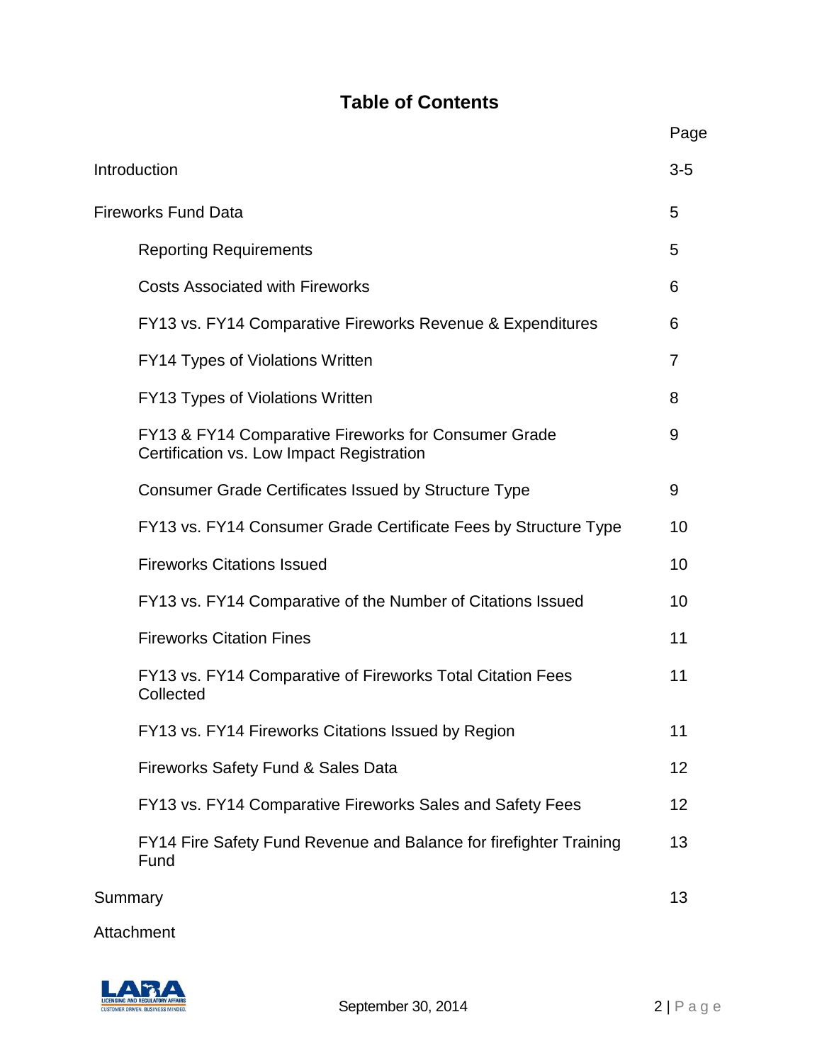# Table of Contents

| | Page |
|---|---|
| Introduction | 3-5 |
| Fireworks Fund Data | 5 |
| Reporting Requirements | 5 |
| Costs Associated with Fireworks | 6 |
| FY13 vs. FY14 Comparative Fireworks Revenue & Expenditures | 6 |
| FY14 Types of Violations Written | 7 |
| FY13 Types of Violations Written | 8 |
| FY13 & FY14 Comparative Fireworks for Consumer Grade Certification vs. Low Impact Registration | 9 |
| Consumer Grade Certificates Issued by Structure Type | 9 |
| FY13 vs. FY14 Consumer Grade Certificate Fees by Structure Type | 10 |
| Fireworks Citations Issued | 10 |
| FY13 vs. FY14 Comparative of the Number of Citations Issued | 10 |
| Fireworks Citation Fines | 11 |
| FY13 vs. FY14 Comparative of Fireworks Total Citation Fees Collected | 11 |
| FY13 vs. FY14 Fireworks Citations Issued by Region | 11 |
| Fireworks Safety Fund & Sales Data | 12 |
| FY13 vs. FY14 Comparative Fireworks Sales and Safety Fees | 12 |
| FY14 Fire Safety Fund Revenue and Balance for firefighter Training Fund | 13 |
| Summary | 13 |
| Attachment | |

September 30, 2014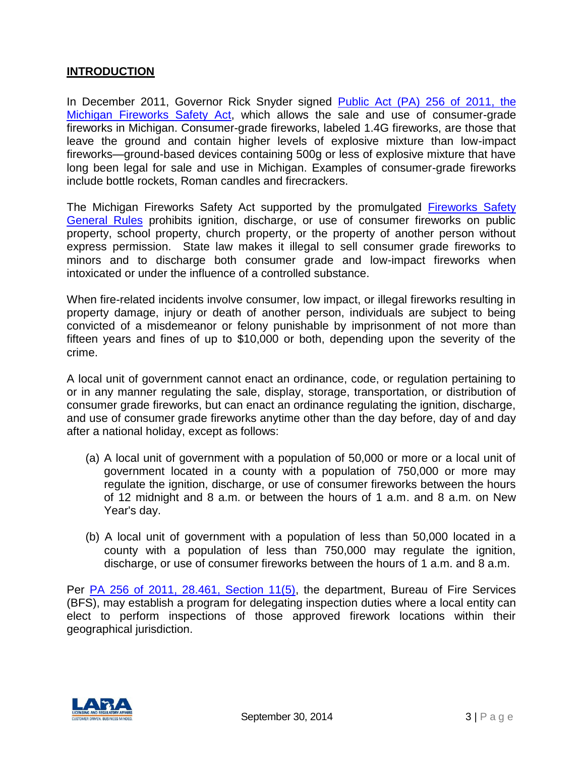## INTRODUCTION

In December 2011, Governor Rick Snyder signed Public Act (PA) 256 of 2011, the Michigan Fireworks Safety Act, which allows the sale and use of consumer-grade fireworks in Michigan. Consumer-grade fireworks, labeled 1.4G fireworks, are those that leave the ground and contain higher levels of explosive mixture than low-impact fireworks—ground-based devices containing 500g or less of explosive mixture that have long been legal for sale and use in Michigan. Examples of consumer-grade fireworks include bottle rockets, Roman candles and firecrackers.

The Michigan Fireworks Safety Act supported by the promulgated Fireworks Safety General Rules prohibits ignition, discharge, or use of consumer fireworks on public property, school property, church property, or the property of another person without express permission. State law makes it illegal to sell consumer grade fireworks to minors and to discharge both consumer grade and low-impact fireworks when intoxicated or under the influence of a controlled substance.

When fire-related incidents involve consumer, low impact, or illegal fireworks resulting in property damage, injury or death of another person, individuals are subject to being convicted of a misdemeanor or felony punishable by imprisonment of not more than fifteen years and fines of up to $10,000 or both, depending upon the severity of the crime.

A local unit of government cannot enact an ordinance, code, or regulation pertaining to or in any manner regulating the sale, display, storage, transportation, or distribution of consumer grade fireworks, but can enact an ordinance regulating the ignition, discharge, and use of consumer grade fireworks anytime other than the day before, day of and day after a national holiday, except as follows:

(a) A local unit of government with a population of 50,000 or more or a local unit of government located in a county with a population of 750,000 or more may regulate the ignition, discharge, or use of consumer fireworks between the hours of 12 midnight and 8 a.m. or between the hours of 1 a.m. and 8 a.m. on New Year's day.

(b) A local unit of government with a population of less than 50,000 located in a county with a population of less than 750,000 may regulate the ignition, discharge, or use of consumer fireworks between the hours of 1 a.m. and 8 a.m.

Per PA 256 of 2011, 28.461, Section 11(5), the department, Bureau of Fire Services (BFS), may establish a program for delegating inspection duties where a local entity can elect to perform inspections of those approved firework locations within their geographical jurisdiction.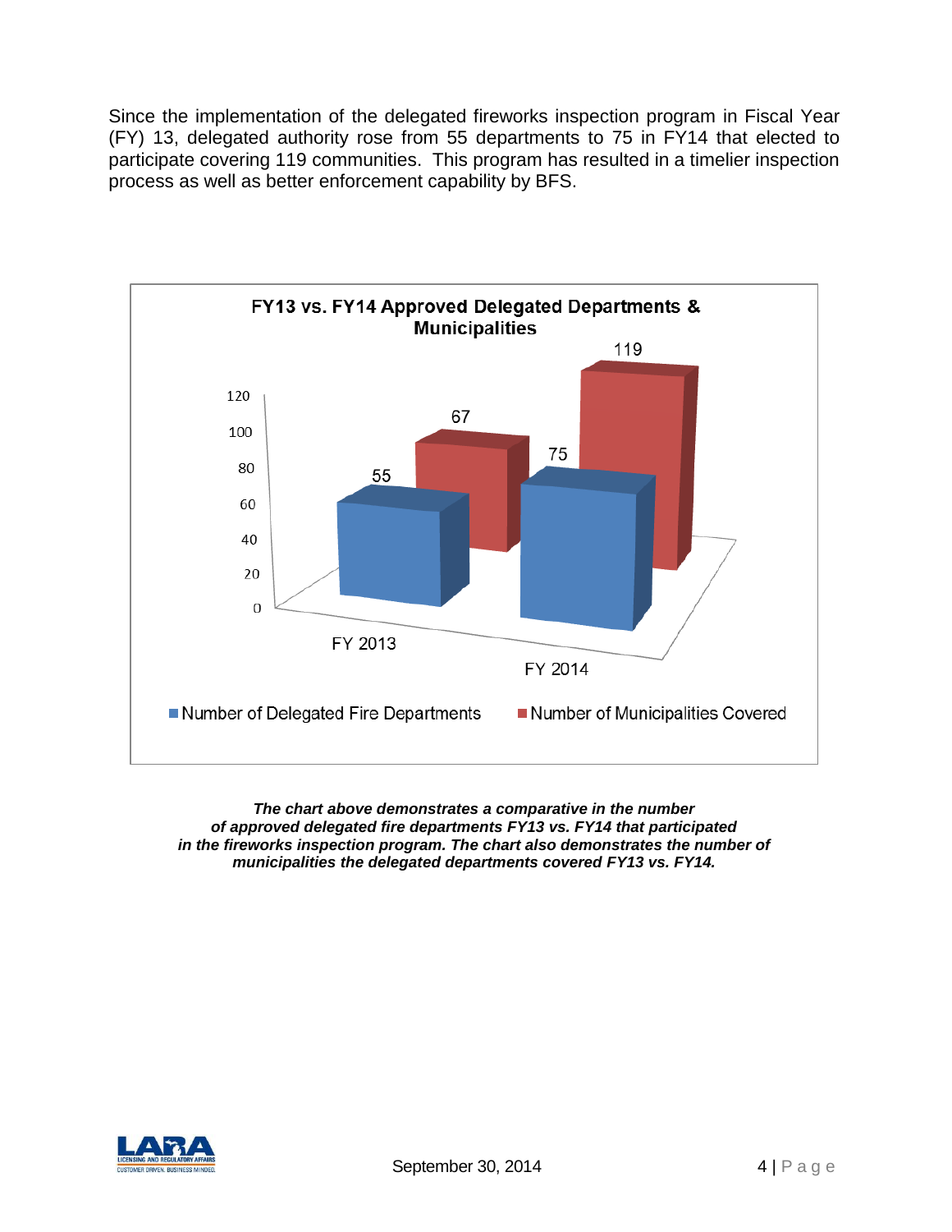Since the implementation of the delegated fireworks inspection program in Fiscal Year (FY) 13, delegated authority rose from 55 departments to 75 in FY14 that elected to participate covering 119 communities. This program has resulted in a timelier inspection process as well as better enforcement capability by BFS.

**FY13 vs. FY14 Approved Delegated Departments & Municipalities**

| | FY 2013 | FY 2014 |
|---|---|---|
| Number of Delegated Fire Departments | 55 | 75 |
| Number of Municipalities Covered | 67 | 119 |

***The chart above demonstrates a comparative in the number of approved delegated fire departments FY13 vs. FY14 that participated in the fireworks inspection program. The chart also demonstrates the number of municipalities the delegated departments covered FY13 vs. FY14.***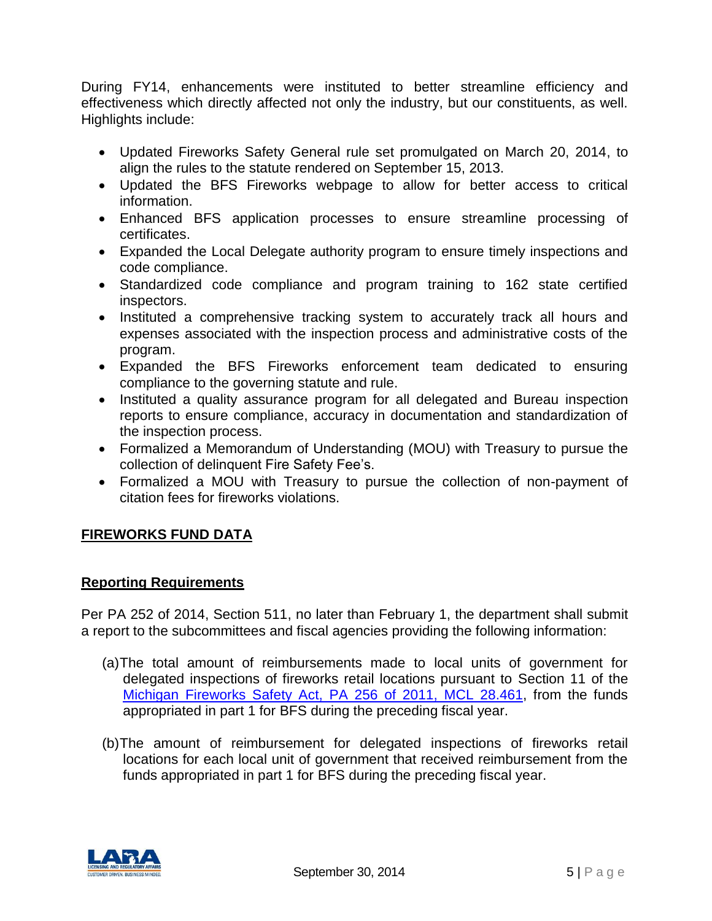During FY14, enhancements were instituted to better streamline efficiency and effectiveness which directly affected not only the industry, but our constituents, as well. Highlights include:

- Updated Fireworks Safety General rule set promulgated on March 20, 2014, to align the rules to the statute rendered on September 15, 2013.
- Updated the BFS Fireworks webpage to allow for better access to critical information.
- Enhanced BFS application processes to ensure streamline processing of certificates.
- Expanded the Local Delegate authority program to ensure timely inspections and code compliance.
- Standardized code compliance and program training to 162 state certified inspectors.
- Instituted a comprehensive tracking system to accurately track all hours and expenses associated with the inspection process and administrative costs of the program.
- Expanded the BFS Fireworks enforcement team dedicated to ensuring compliance to the governing statute and rule.
- Instituted a quality assurance program for all delegated and Bureau inspection reports to ensure compliance, accuracy in documentation and standardization of the inspection process.
- Formalized a Memorandum of Understanding (MOU) with Treasury to pursue the collection of delinquent Fire Safety Fee's.
- Formalized a MOU with Treasury to pursue the collection of non-payment of citation fees for fireworks violations.

## FIREWORKS FUND DATA

### Reporting Requirements

Per PA 252 of 2014, Section 511, no later than February 1, the department shall submit a report to the subcommittees and fiscal agencies providing the following information:

(a) The total amount of reimbursements made to local units of government for delegated inspections of fireworks retail locations pursuant to Section 11 of the Michigan Fireworks Safety Act, PA 256 of 2011, MCL 28.461, from the funds appropriated in part 1 for BFS during the preceding fiscal year.

(b) The amount of reimbursement for delegated inspections of fireworks retail locations for each local unit of government that received reimbursement from the funds appropriated in part 1 for BFS during the preceding fiscal year.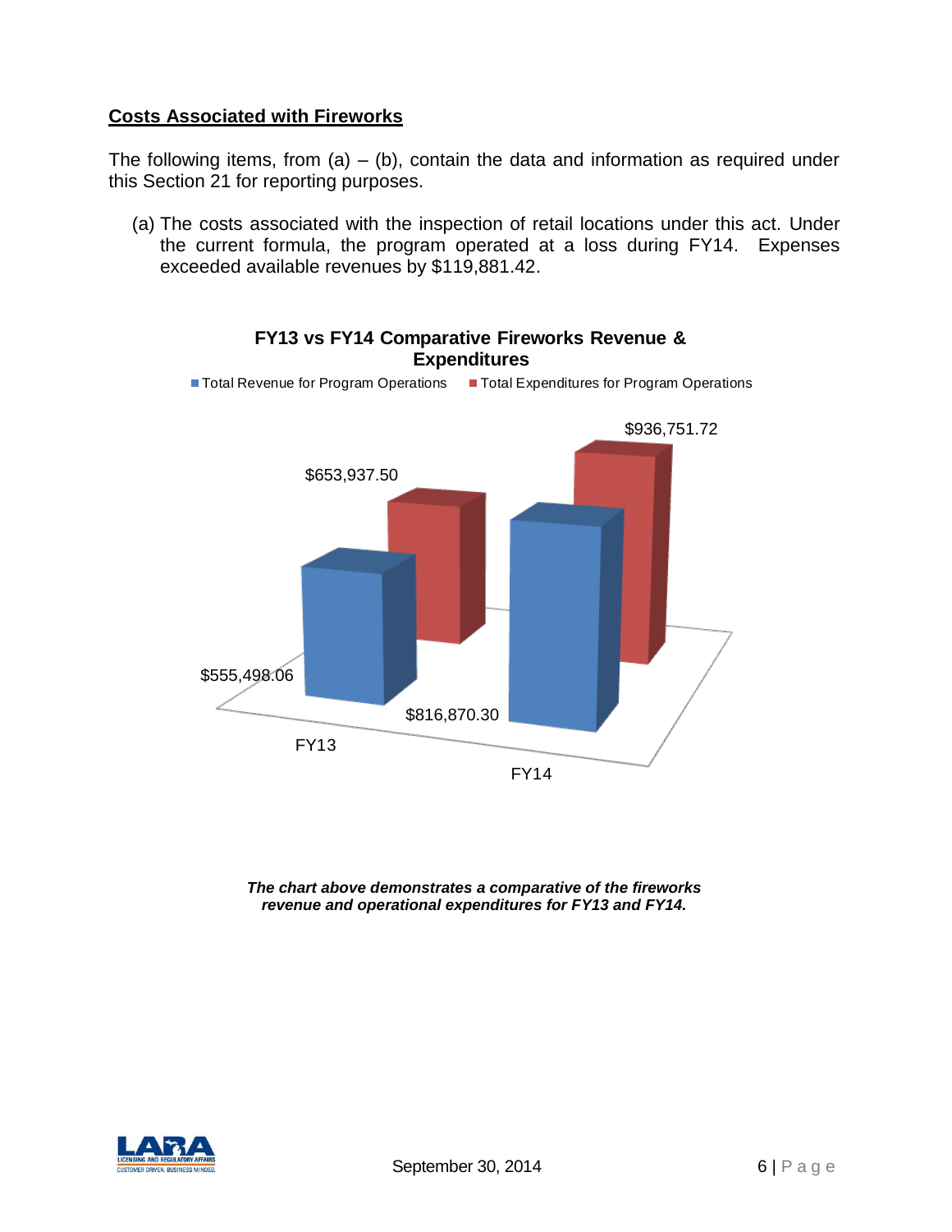## Costs Associated with Fireworks

The following items, from (a) – (b), contain the data and information as required under this Section 21 for reporting purposes.

(a) The costs associated with the inspection of retail locations under this act. Under the current formula, the program operated at a loss during FY14. Expenses exceeded available revenues by $119,881.42.

**FY13 vs FY14 Comparative Fireworks Revenue & Expenditures**

| | Total Revenue for Program Operations | Total Expenditures for Program Operations |
|---|---|---|
| FY13 | $555,498.06 | $653,937.50 |
| FY14 | $816,870.30 | $936,751.72 |

***The chart above demonstrates a comparative of the fireworks revenue and operational expenditures for FY13 and FY14.***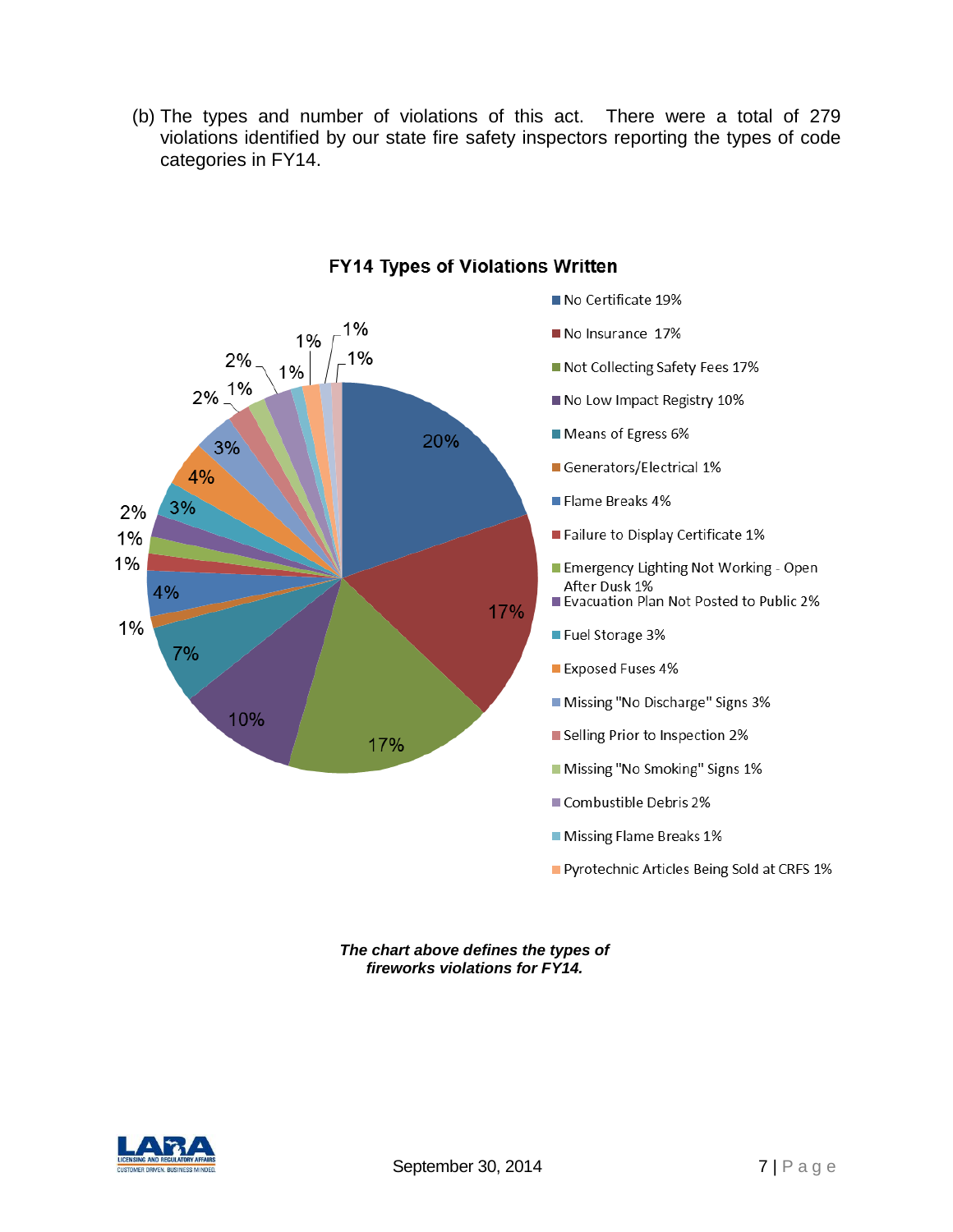(b) The types and number of violations of this act. There were a total of 279 violations identified by our state fire safety inspectors reporting the types of code categories in FY14.

**FY14 Types of Violations Written**

- No Certificate 19%
- No Insurance 17%
- Not Collecting Safety Fees 17%
- No Low Impact Registry 10%
- Means of Egress 6%
- Generators/Electrical 1%
- Flame Breaks 4%
- Failure to Display Certificate 1%
- Emergency Lighting Not Working - Open After Dusk 1%
- Evacuation Plan Not Posted to Public 2%
- Fuel Storage 3%
- Exposed Fuses 4%
- Missing "No Discharge" Signs 3%
- Selling Prior to Inspection 2%
- Missing "No Smoking" Signs 1%
- Combustible Debris 2%
- Missing Flame Breaks 1%
- Pyrotechnic Articles Being Sold at CRFS 1%

***The chart above defines the types of fireworks violations for FY14.***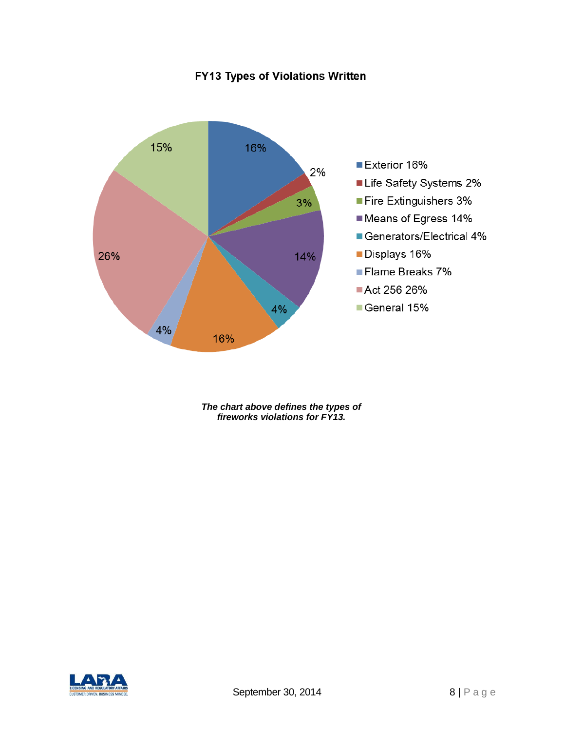**FY13 Types of Violations Written**

| Type of Violation | Percentage |
| --- | --- |
| Exterior | 16% |
| Life Safety Systems | 2% |
| Fire Extinguishers | 3% |
| Means of Egress | 14% |
| Generators/Electrical | 4% |
| Displays | 16% |
| Flame Breaks | 7% |
| Act 256 | 26% |
| General | 15% |

***The chart above defines the types of fireworks violations for FY13.***

September 30, 2014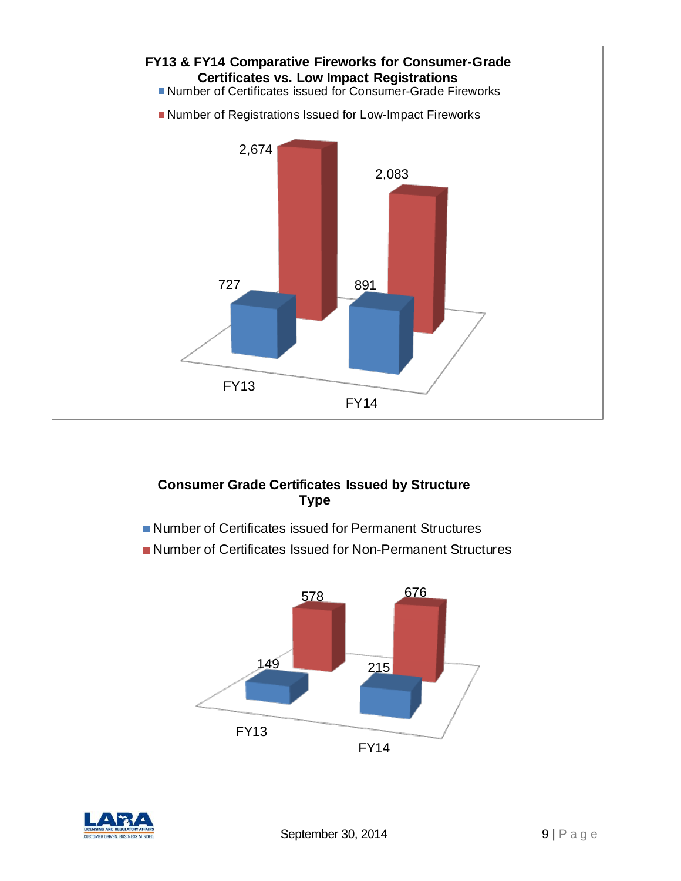**FY13 & FY14 Comparative Fireworks for Consumer-Grade Certificates vs. Low Impact Registrations**

| | Number of Certificates issued for Consumer-Grade Fireworks | Number of Registrations Issued for Low-Impact Fireworks |
|---|---|---|
| FY13 | 727 | 2,674 |
| FY14 | 891 | 2,083 |

**Consumer Grade Certificates Issued by Structure Type**

| | Number of Certificates issued for Permanent Structures | Number of Certificates Issued for Non-Permanent Structures |
|---|---|---|
| FY13 | 149 | 578 |
| FY14 | 215 | 676 |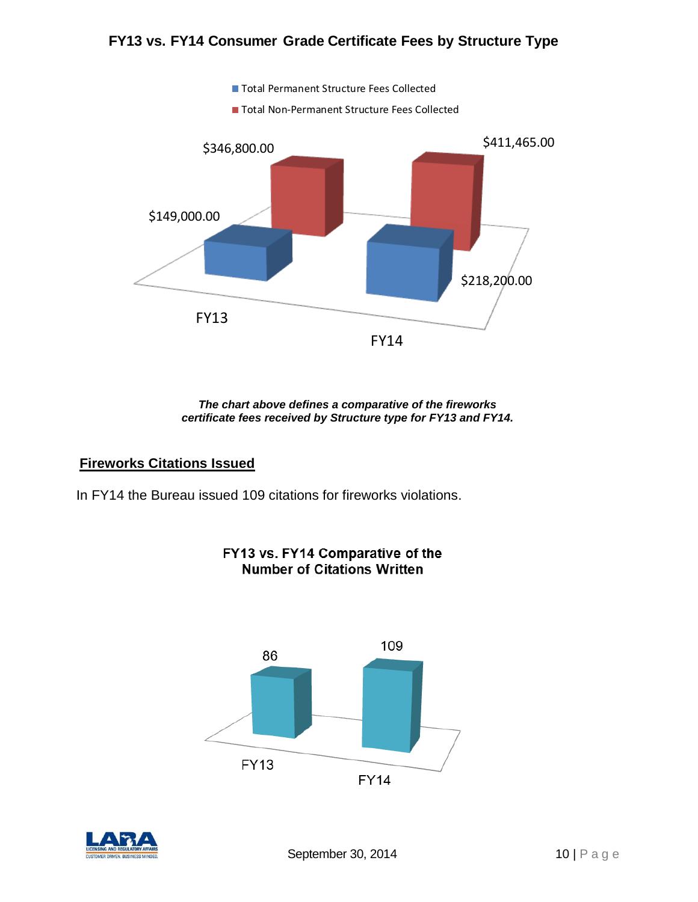## FY13 vs. FY14 Consumer Grade Certificate Fees by Structure Type

| | Total Permanent Structure Fees Collected | Total Non-Permanent Structure Fees Collected |
|---|---|---|
| FY13 | $149,000.00 | $346,800.00 |
| FY14 | $218,200.00 | $411,465.00 |

***The chart above defines a comparative of the fireworks certificate fees received by Structure type for FY13 and FY14.***

## Fireworks Citations Issued

In FY14 the Bureau issued 109 citations for fireworks violations.

### FY13 vs. FY14 Comparative of the Number of Citations Written

| | Citations |
|---|---|
| FY13 | 86 |
| FY14 | 109 |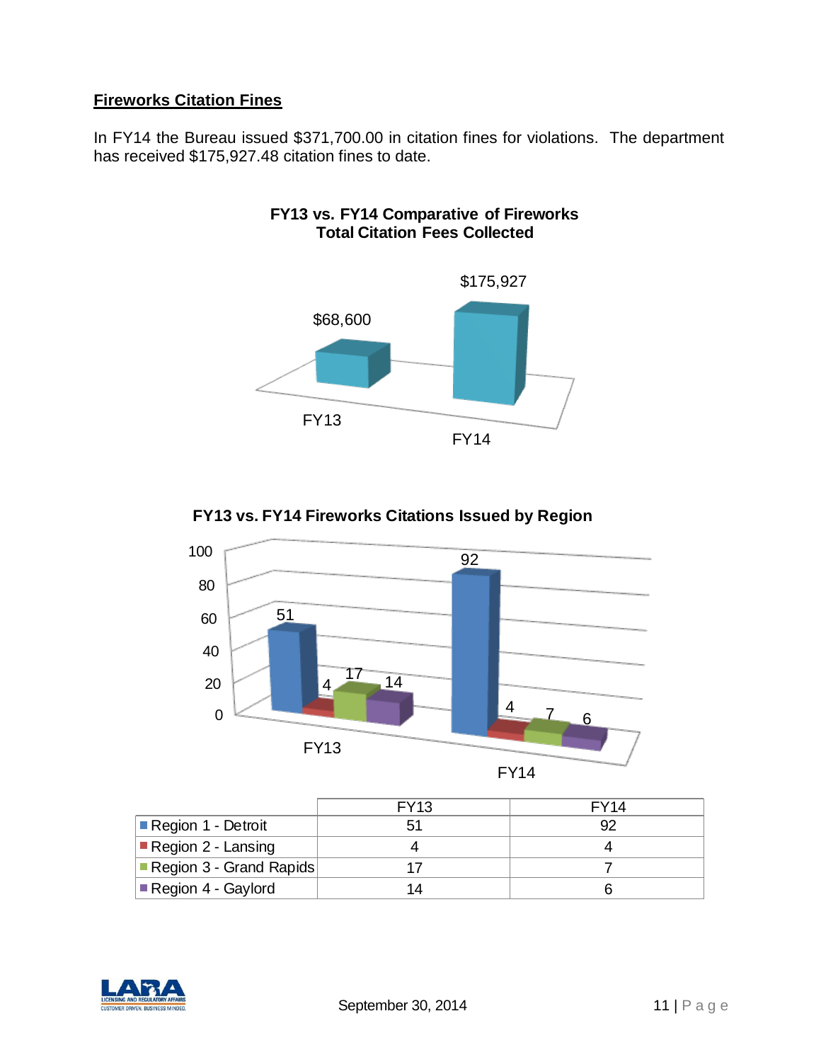**Fireworks Citation Fines**

In FY14 the Bureau issued $371,700.00 in citation fines for violations. The department has received $175,927.48 citation fines to date.

**FY13 vs. FY14 Comparative of Fireworks Total Citation Fees Collected**

| | FY13 | FY14 |
|---|---|---|
| Total Citation Fees Collected | $68,600 | $175,927 |

**FY13 vs. FY14 Fireworks Citations Issued by Region**

| | FY13 | FY14 |
|---|---|---|
| Region 1 - Detroit | 51 | 92 |
| Region 2 - Lansing | 4 | 4 |
| Region 3 - Grand Rapids | 17 | 7 |
| Region 4 - Gaylord | 14 | 6 |

September 30, 2014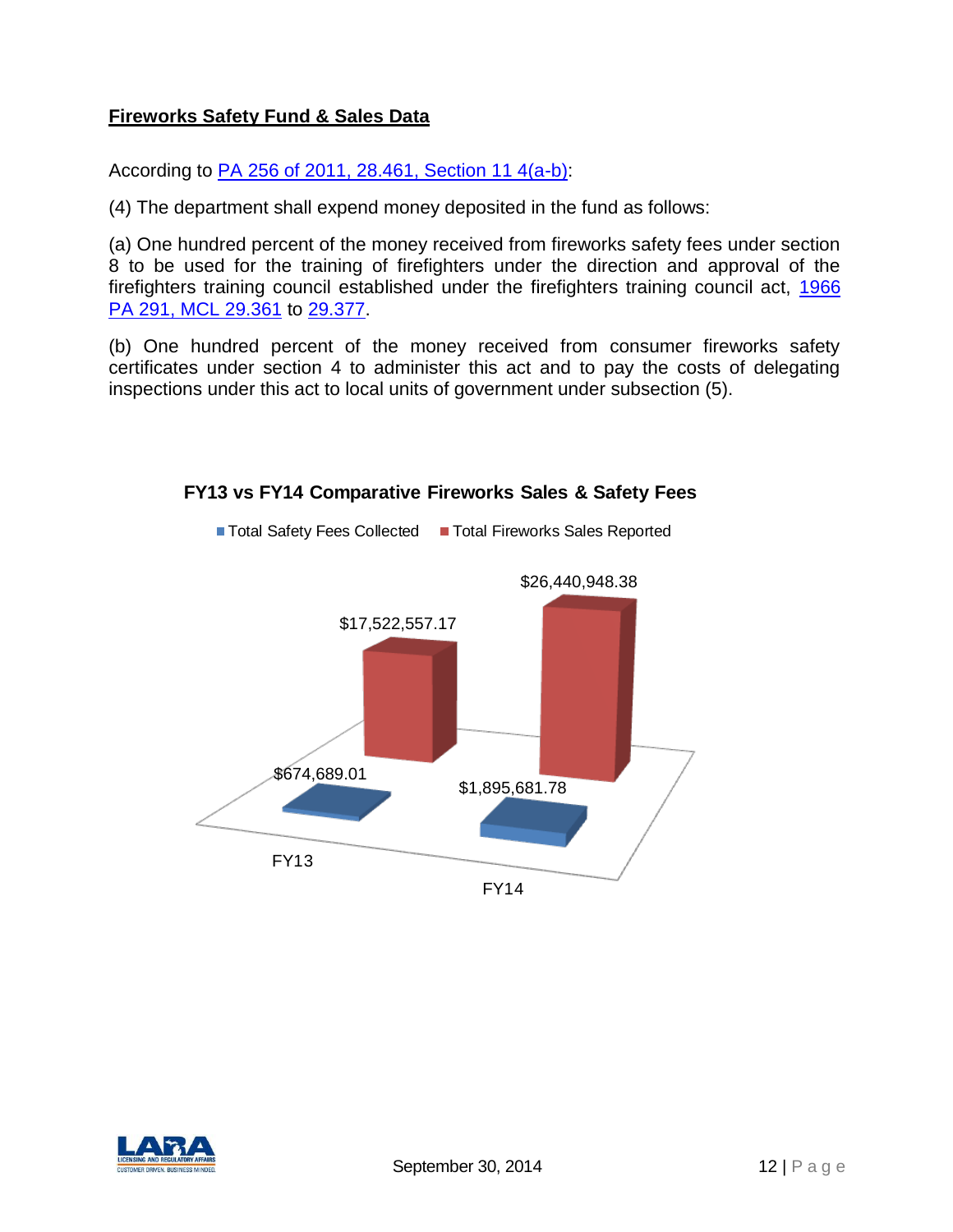**Fireworks Safety Fund & Sales Data**

According to PA 256 of 2011, 28.461, Section 11 4(a-b):

(4) The department shall expend money deposited in the fund as follows:

(a) One hundred percent of the money received from fireworks safety fees under section 8 to be used for the training of firefighters under the direction and approval of the firefighters training council established under the firefighters training council act, 1966 PA 291, MCL 29.361 to 29.377.

(b) One hundred percent of the money received from consumer fireworks safety certificates under section 4 to administer this act and to pay the costs of delegating inspections under this act to local units of government under subsection (5).

**FY13 vs FY14 Comparative Fireworks Sales & Safety Fees**

| | Total Safety Fees Collected | Total Fireworks Sales Reported |
|---|---|---|
| FY13 | $674,689.01 | $17,522,557.17 |
| FY14 | $1,895,681.78 | $26,440,948.38 |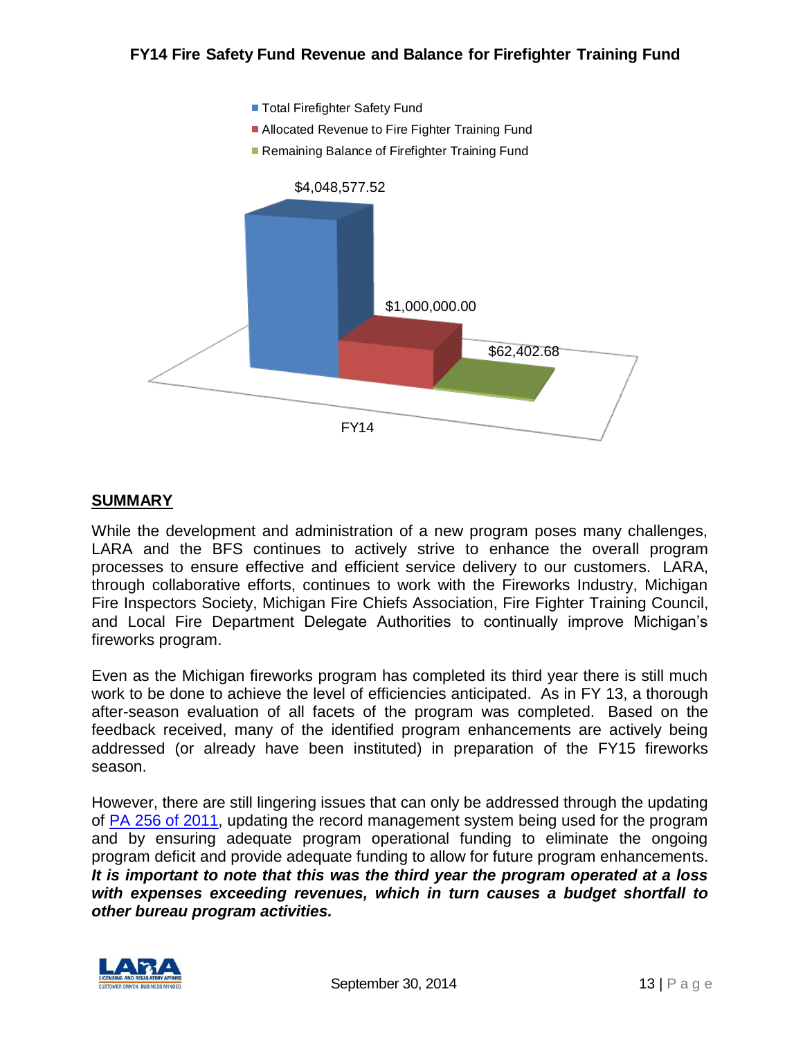### FY14 Fire Safety Fund Revenue and Balance for Firefighter Training Fund

- Total Firefighter Safety Fund
- Allocated Revenue to Fire Fighter Training Fund
- Remaining Balance of Firefighter Training Fund

| | Total Firefighter Safety Fund | Allocated Revenue to Fire Fighter Training Fund | Remaining Balance of Firefighter Training Fund |
|---|---|---|---|
| FY14 | $4,048,577.52 | $1,000,000.00 | $62,402.68 |

## SUMMARY

While the development and administration of a new program poses many challenges, LARA and the BFS continues to actively strive to enhance the overall program processes to ensure effective and efficient service delivery to our customers. LARA, through collaborative efforts, continues to work with the Fireworks Industry, Michigan Fire Inspectors Society, Michigan Fire Chiefs Association, Fire Fighter Training Council, and Local Fire Department Delegate Authorities to continually improve Michigan's fireworks program.

Even as the Michigan fireworks program has completed its third year there is still much work to be done to achieve the level of efficiencies anticipated. As in FY 13, a thorough after-season evaluation of all facets of the program was completed. Based on the feedback received, many of the identified program enhancements are actively being addressed (or already have been instituted) in preparation of the FY15 fireworks season.

However, there are still lingering issues that can only be addressed through the updating of PA 256 of 2011, updating the record management system being used for the program and by ensuring adequate program operational funding to eliminate the ongoing program deficit and provide adequate funding to allow for future program enhancements. ***It is important to note that this was the third year the program operated at a loss with expenses exceeding revenues, which in turn causes a budget shortfall to other bureau program activities.***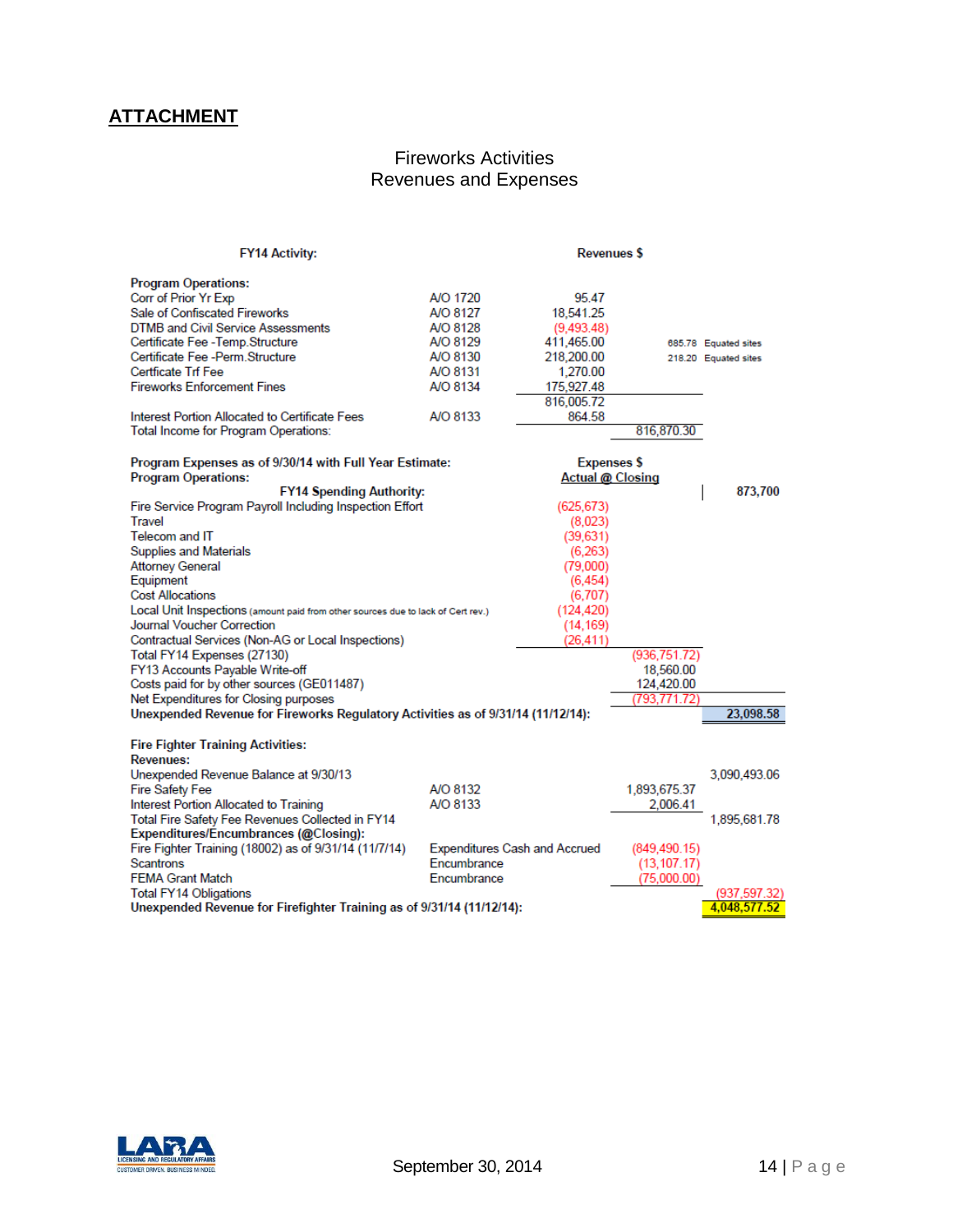**ATTACHMENT**

Fireworks Activities
Revenues and Expenses

| FY14 Activity: | | Revenues $ | | |
|---|---|---|---|---|
| **Program Operations:** | | | | |
| Corr of Prior Yr Exp | A/O 1720 | 95.47 | | |
| Sale of Confiscated Fireworks | A/O 8127 | 18,541.25 | | |
| DTMB and Civil Service Assessments | A/O 8128 | (9,493.48) | | |
| Certificate Fee -Temp.Structure | A/O 8129 | 411,465.00 | 685.78 Equated sites | |
| Certificate Fee -Perm.Structure | A/O 8130 | 218,200.00 | 218.20 Equated sites | |
| Certficate Trf Fee | A/O 8131 | 1,270.00 | | |
| Fireworks Enforcement Fines | A/O 8134 | 175,927.48 | | |
| | | 816,005.72 | | |
| Interest Portion Allocated to Certificate Fees | A/O 8133 | 864.58 | | |
| Total Income for Program Operations: | | | 816,870.30 | |
| **Program Expenses as of 9/30/14 with Full Year Estimate:** | | **Expenses $** | | |
| **Program Operations:** | | **Actual @ Closing** | | |
| **FY14 Spending Authority:** | | | | **873,700** |
| Fire Service Program Payroll Including Inspection Effort | | (625,673) | | |
| Travel | | (8,023) | | |
| Telecom and IT | | (39,631) | | |
| Supplies and Materials | | (6,263) | | |
| Attorney General | | (79,000) | | |
| Equipment | | (6,454) | | |
| Cost Allocations | | (6,707) | | |
| Local Unit Inspections (amount paid from other sources due to lack of Cert rev.) | | (124,420) | | |
| Journal Voucher Correction | | (14,169) | | |
| Contractual Services (Non-AG or Local Inspections) | | (26,411) | | |
| Total FY14 Expenses (27130) | | | (936,751.72) | |
| FY13 Accounts Payable Write-off | | | 18,560.00 | |
| Costs paid for by other sources (GE011487) | | | 124,420.00 | |
| Net Expenditures for Closing purposes | | | (793,771.72) | |
| **Unexpended Revenue for Fireworks Regulatory Activities as of 9/31/14 (11/12/14):** | | | | **23,098.58** |
| **Fire Fighter Training Activities:** | | | | |
| **Revenues:** | | | | |
| Unexpended Revenue Balance at 9/30/13 | | | | 3,090,493.06 |
| Fire Safety Fee | A/O 8132 | | 1,893,675.37 | |
| Interest Portion Allocated to Training | A/O 8133 | | 2,006.41 | |
| Total Fire Safety Fee Revenues Collected in FY14 | | | | 1,895,681.78 |
| **Expenditures/Encumbrances (@Closing):** | | | | |
| Fire Fighter Training (18002) as of 9/31/14 (11/7/14) | Expenditures Cash and Accrued | | (849,490.15) | |
| Scantrons | Encumbrance | | (13,107.17) | |
| FEMA Grant Match | Encumbrance | | (75,000.00) | |
| Total FY14 Obligations | | | | (937,597.32) |
| **Unexpended Revenue for Firefighter Training as of 9/31/14 (11/12/14):** | | | | **4,048,577.52** |

September 30, 2014